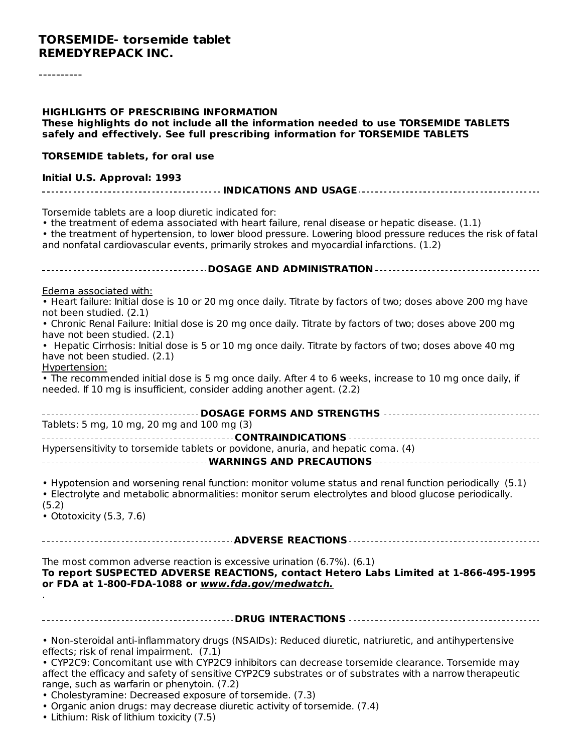# TORSEMIDE- torsemide tablet
## REMEDYREPACK INC.

----------

**HIGHLIGHTS OF PRESCRIBING INFORMATION**
**These highlights do not include all the information needed to use TORSEMIDE TABLETS safely and effectively. See full prescribing information for TORSEMIDE TABLETS**

**TORSEMIDE tablets, for oral use**

**Initial U.S. Approval: 1993**

### INDICATIONS AND USAGE

Torsemide tablets are a loop diuretic indicated for:
• the treatment of edema associated with heart failure, renal disease or hepatic disease. (1.1)
• the treatment of hypertension, to lower blood pressure. Lowering blood pressure reduces the risk of fatal and nonfatal cardiovascular events, primarily strokes and myocardial infarctions. (1.2)

### DOSAGE AND ADMINISTRATION

Edema associated with:
• Heart failure: Initial dose is 10 or 20 mg once daily. Titrate by factors of two; doses above 200 mg have not been studied. (2.1)
• Chronic Renal Failure: Initial dose is 20 mg once daily. Titrate by factors of two; doses above 200 mg have not been studied. (2.1)
• Hepatic Cirrhosis: Initial dose is 5 or 10 mg once daily. Titrate by factors of two; doses above 40 mg have not been studied. (2.1)

Hypertension:
• The recommended initial dose is 5 mg once daily. After 4 to 6 weeks, increase to 10 mg once daily, if needed. If 10 mg is insufficient, consider adding another agent. (2.2)

### DOSAGE FORMS AND STRENGTHS

Tablets: 5 mg, 10 mg, 20 mg and 100 mg (3)

### CONTRAINDICATIONS

Hypersensitivity to torsemide tablets or povidone, anuria, and hepatic coma. (4)

### WARNINGS AND PRECAUTIONS

• Hypotension and worsening renal function: monitor volume status and renal function periodically (5.1)
• Electrolyte and metabolic abnormalities: monitor serum electrolytes and blood glucose periodically. (5.2)
• Ototoxicity (5.3, 7.6)

### ADVERSE REACTIONS

The most common adverse reaction is excessive urination (6.7%). (6.1)
**To report SUSPECTED ADVERSE REACTIONS, contact Hetero Labs Limited at 1-866-495-1995 or FDA at 1-800-FDA-1088 or *www.fda.gov/medwatch.***
.

### DRUG INTERACTIONS

• Non-steroidal anti-inflammatory drugs (NSAIDs): Reduced diuretic, natriuretic, and antihypertensive effects; risk of renal impairment. (7.1)
• CYP2C9: Concomitant use with CYP2C9 inhibitors can decrease torsemide clearance. Torsemide may affect the efficacy and safety of sensitive CYP2C9 substrates or of substrates with a narrow therapeutic range, such as warfarin or phenytoin. (7.2)
• Cholestyramine: Decreased exposure of torsemide. (7.3)
• Organic anion drugs: may decrease diuretic activity of torsemide. (7.4)
• Lithium: Risk of lithium toxicity (7.5)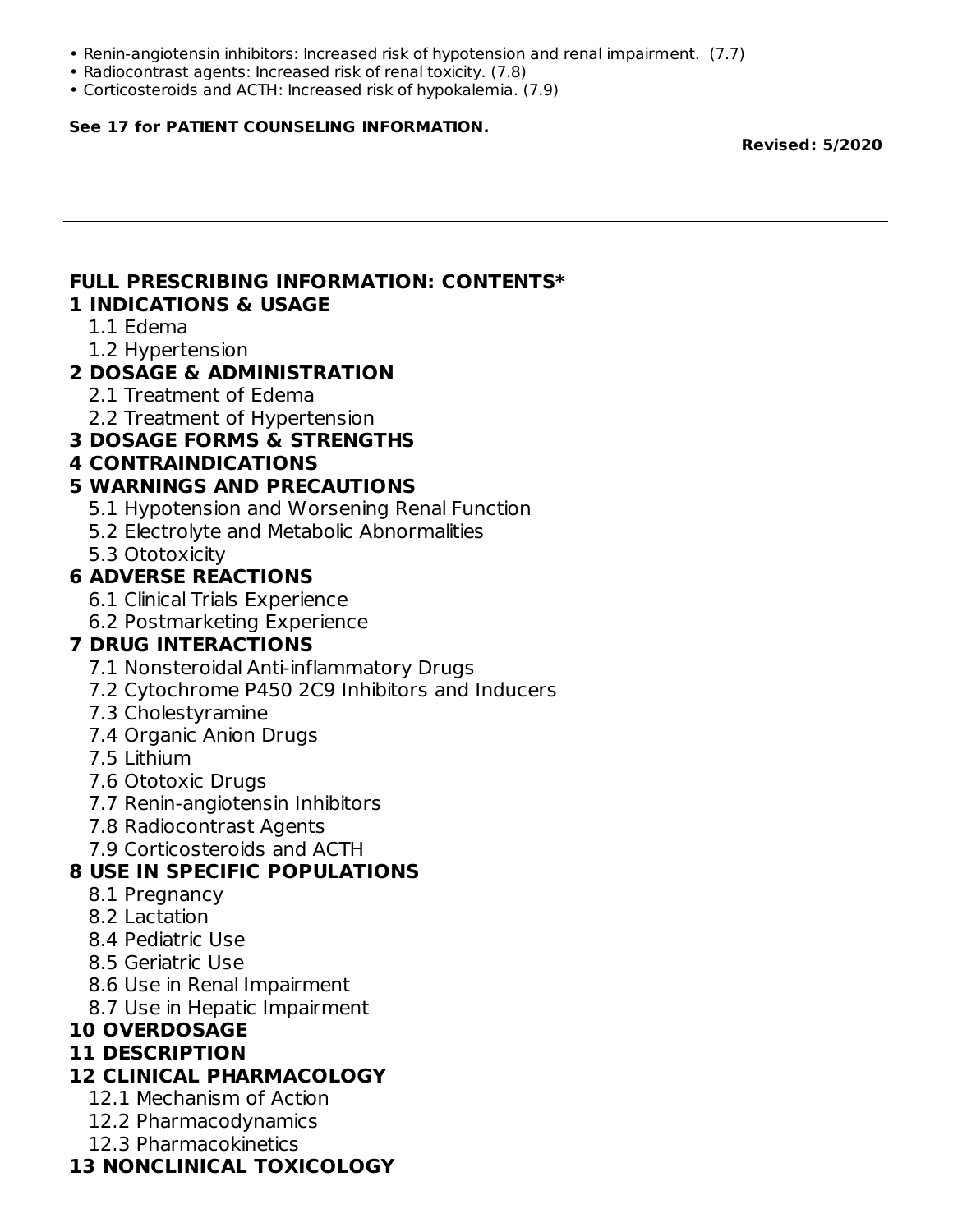- Renin-angiotensin inhibitors: Increased risk of hypotension and renal impairment. (7.7)
- Radiocontrast agents: Increased risk of renal toxicity. (7.8)
- Corticosteroids and ACTH: Increased risk of hypokalemia. (7.9)

**See 17 for PATIENT COUNSELING INFORMATION.**

**Revised: 5/2020**

---

## FULL PRESCRIBING INFORMATION: CONTENTS*

**1 INDICATIONS & USAGE**
- 1.1 Edema
- 1.2 Hypertension

**2 DOSAGE & ADMINISTRATION**
- 2.1 Treatment of Edema
- 2.2 Treatment of Hypertension

**3 DOSAGE FORMS & STRENGTHS**

**4 CONTRAINDICATIONS**

**5 WARNINGS AND PRECAUTIONS**
- 5.1 Hypotension and Worsening Renal Function
- 5.2 Electrolyte and Metabolic Abnormalities
- 5.3 Ototoxicity

**6 ADVERSE REACTIONS**
- 6.1 Clinical Trials Experience
- 6.2 Postmarketing Experience

**7 DRUG INTERACTIONS**
- 7.1 Nonsteroidal Anti-inflammatory Drugs
- 7.2 Cytochrome P450 2C9 Inhibitors and Inducers
- 7.3 Cholestyramine
- 7.4 Organic Anion Drugs
- 7.5 Lithium
- 7.6 Ototoxic Drugs
- 7.7 Renin-angiotensin Inhibitors
- 7.8 Radiocontrast Agents
- 7.9 Corticosteroids and ACTH

**8 USE IN SPECIFIC POPULATIONS**
- 8.1 Pregnancy
- 8.2 Lactation
- 8.4 Pediatric Use
- 8.5 Geriatric Use
- 8.6 Use in Renal Impairment
- 8.7 Use in Hepatic Impairment

**10 OVERDOSAGE**

**11 DESCRIPTION**

**12 CLINICAL PHARMACOLOGY**
- 12.1 Mechanism of Action
- 12.2 Pharmacodynamics
- 12.3 Pharmacokinetics

**13 NONCLINICAL TOXICOLOGY**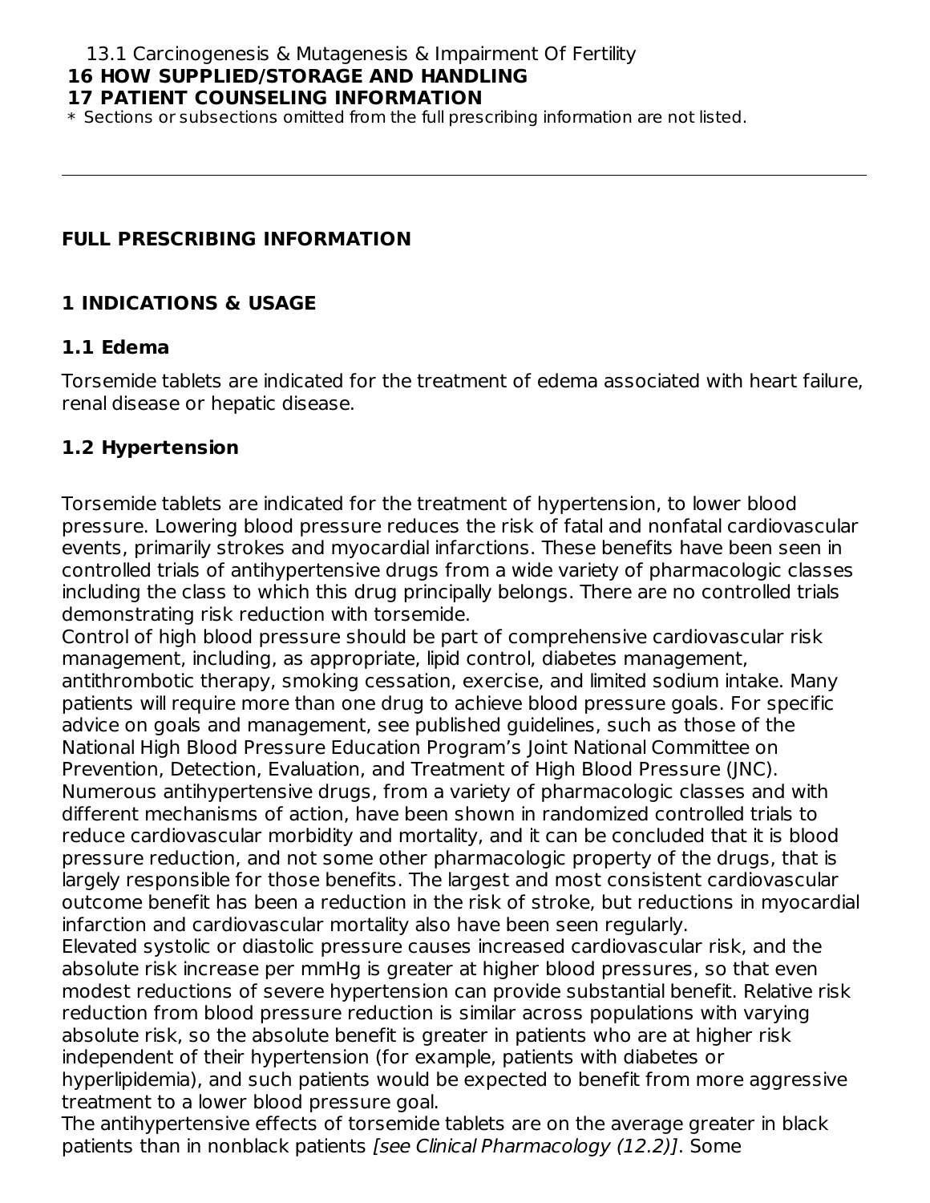13.1 Carcinogenesis & Mutagenesis & Impairment Of Fertility

**16 HOW SUPPLIED/STORAGE AND HANDLING**

**17 PATIENT COUNSELING INFORMATION**

* Sections or subsections omitted from the full prescribing information are not listed.

---

## FULL PRESCRIBING INFORMATION

## 1 INDICATIONS & USAGE

### 1.1 Edema

Torsemide tablets are indicated for the treatment of edema associated with heart failure, renal disease or hepatic disease.

### 1.2 Hypertension

Torsemide tablets are indicated for the treatment of hypertension, to lower blood pressure. Lowering blood pressure reduces the risk of fatal and nonfatal cardiovascular events, primarily strokes and myocardial infarctions. These benefits have been seen in controlled trials of antihypertensive drugs from a wide variety of pharmacologic classes including the class to which this drug principally belongs. There are no controlled trials demonstrating risk reduction with torsemide.

Control of high blood pressure should be part of comprehensive cardiovascular risk management, including, as appropriate, lipid control, diabetes management, antithrombotic therapy, smoking cessation, exercise, and limited sodium intake. Many patients will require more than one drug to achieve blood pressure goals. For specific advice on goals and management, see published guidelines, such as those of the National High Blood Pressure Education Program's Joint National Committee on Prevention, Detection, Evaluation, and Treatment of High Blood Pressure (JNC).

Numerous antihypertensive drugs, from a variety of pharmacologic classes and with different mechanisms of action, have been shown in randomized controlled trials to reduce cardiovascular morbidity and mortality, and it can be concluded that it is blood pressure reduction, and not some other pharmacologic property of the drugs, that is largely responsible for those benefits. The largest and most consistent cardiovascular outcome benefit has been a reduction in the risk of stroke, but reductions in myocardial infarction and cardiovascular mortality also have been seen regularly.

Elevated systolic or diastolic pressure causes increased cardiovascular risk, and the absolute risk increase per mmHg is greater at higher blood pressures, so that even modest reductions of severe hypertension can provide substantial benefit. Relative risk reduction from blood pressure reduction is similar across populations with varying absolute risk, so the absolute benefit is greater in patients who are at higher risk independent of their hypertension (for example, patients with diabetes or hyperlipidemia), and such patients would be expected to benefit from more aggressive treatment to a lower blood pressure goal.

The antihypertensive effects of torsemide tablets are on the average greater in black patients than in nonblack patients *[see Clinical Pharmacology (12.2)]*. Some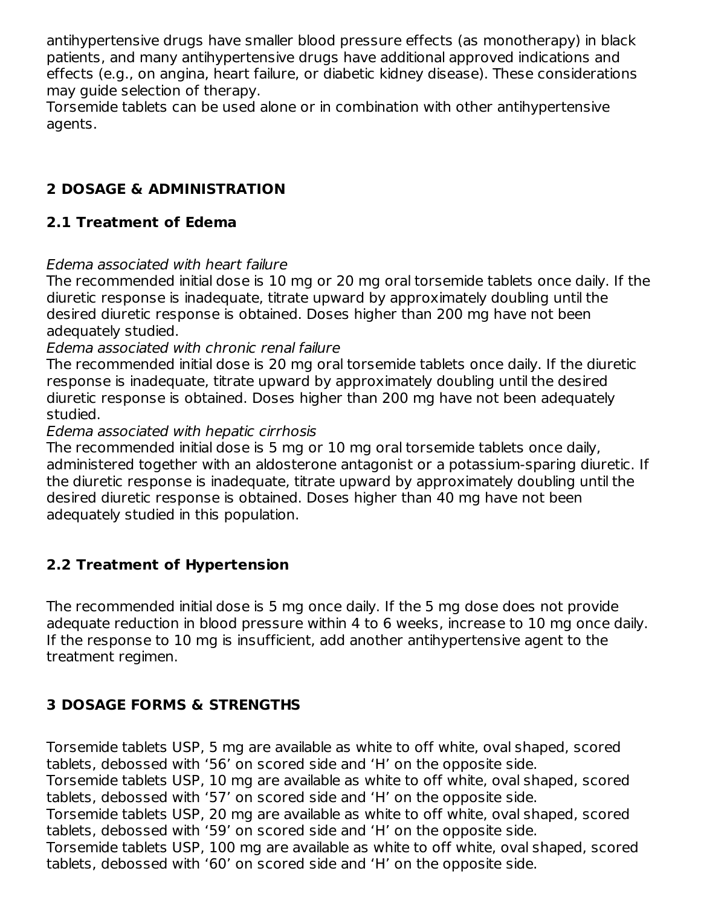antihypertensive drugs have smaller blood pressure effects (as monotherapy) in black patients, and many antihypertensive drugs have additional approved indications and effects (e.g., on angina, heart failure, or diabetic kidney disease). These considerations may guide selection of therapy.

Torsemide tablets can be used alone or in combination with other antihypertensive agents.

## 2 DOSAGE & ADMINISTRATION

### 2.1 Treatment of Edema

*Edema associated with heart failure*

The recommended initial dose is 10 mg or 20 mg oral torsemide tablets once daily. If the diuretic response is inadequate, titrate upward by approximately doubling until the desired diuretic response is obtained. Doses higher than 200 mg have not been adequately studied.

*Edema associated with chronic renal failure*

The recommended initial dose is 20 mg oral torsemide tablets once daily. If the diuretic response is inadequate, titrate upward by approximately doubling until the desired diuretic response is obtained. Doses higher than 200 mg have not been adequately studied.

*Edema associated with hepatic cirrhosis*

The recommended initial dose is 5 mg or 10 mg oral torsemide tablets once daily, administered together with an aldosterone antagonist or a potassium-sparing diuretic. If the diuretic response is inadequate, titrate upward by approximately doubling until the desired diuretic response is obtained. Doses higher than 40 mg have not been adequately studied in this population.

### 2.2 Treatment of Hypertension

The recommended initial dose is 5 mg once daily. If the 5 mg dose does not provide adequate reduction in blood pressure within 4 to 6 weeks, increase to 10 mg once daily. If the response to 10 mg is insufficient, add another antihypertensive agent to the treatment regimen.

## 3 DOSAGE FORMS & STRENGTHS

Torsemide tablets USP, 5 mg are available as white to off white, oval shaped, scored tablets, debossed with '56' on scored side and 'H' on the opposite side.

Torsemide tablets USP, 10 mg are available as white to off white, oval shaped, scored tablets, debossed with '57' on scored side and 'H' on the opposite side.

Torsemide tablets USP, 20 mg are available as white to off white, oval shaped, scored tablets, debossed with '59' on scored side and 'H' on the opposite side.

Torsemide tablets USP, 100 mg are available as white to off white, oval shaped, scored tablets, debossed with '60' on scored side and 'H' on the opposite side.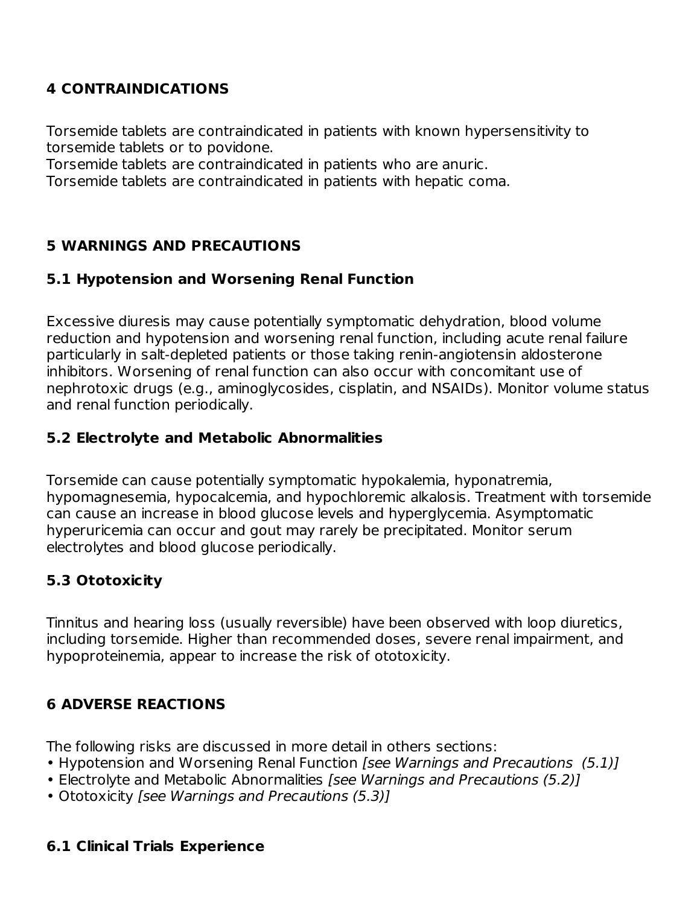## 4 CONTRAINDICATIONS

Torsemide tablets are contraindicated in patients with known hypersensitivity to torsemide tablets or to povidone.
Torsemide tablets are contraindicated in patients who are anuric.
Torsemide tablets are contraindicated in patients with hepatic coma.

## 5 WARNINGS AND PRECAUTIONS

### 5.1 Hypotension and Worsening Renal Function

Excessive diuresis may cause potentially symptomatic dehydration, blood volume reduction and hypotension and worsening renal function, including acute renal failure particularly in salt-depleted patients or those taking renin-angiotensin aldosterone inhibitors. Worsening of renal function can also occur with concomitant use of nephrotoxic drugs (e.g., aminoglycosides, cisplatin, and NSAIDs). Monitor volume status and renal function periodically.

### 5.2 Electrolyte and Metabolic Abnormalities

Torsemide can cause potentially symptomatic hypokalemia, hyponatremia, hypomagnesemia, hypocalcemia, and hypochloremic alkalosis. Treatment with torsemide can cause an increase in blood glucose levels and hyperglycemia. Asymptomatic hyperuricemia can occur and gout may rarely be precipitated. Monitor serum electrolytes and blood glucose periodically.

### 5.3 Ototoxicity

Tinnitus and hearing loss (usually reversible) have been observed with loop diuretics, including torsemide. Higher than recommended doses, severe renal impairment, and hypoproteinemia, appear to increase the risk of ototoxicity.

## 6 ADVERSE REACTIONS

The following risks are discussed in more detail in others sections:

- Hypotension and Worsening Renal Function *[see Warnings and Precautions (5.1)]*
- Electrolyte and Metabolic Abnormalities *[see Warnings and Precautions (5.2)]*
- Ototoxicity *[see Warnings and Precautions (5.3)]*

### 6.1 Clinical Trials Experience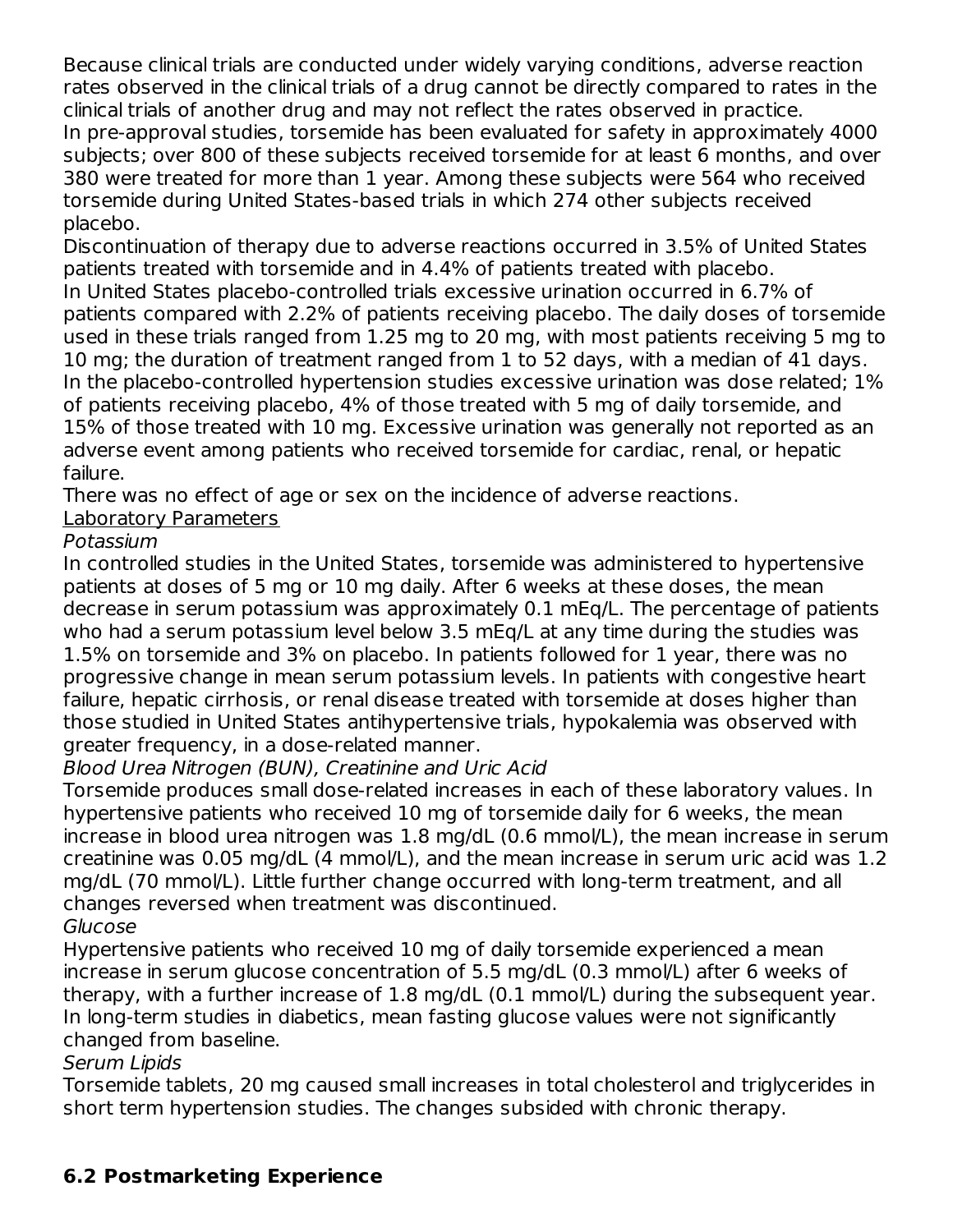Because clinical trials are conducted under widely varying conditions, adverse reaction rates observed in the clinical trials of a drug cannot be directly compared to rates in the clinical trials of another drug and may not reflect the rates observed in practice.

In pre-approval studies, torsemide has been evaluated for safety in approximately 4000 subjects; over 800 of these subjects received torsemide for at least 6 months, and over 380 were treated for more than 1 year. Among these subjects were 564 who received torsemide during United States-based trials in which 274 other subjects received placebo.

Discontinuation of therapy due to adverse reactions occurred in 3.5% of United States patients treated with torsemide and in 4.4% of patients treated with placebo.

In United States placebo-controlled trials excessive urination occurred in 6.7% of patients compared with 2.2% of patients receiving placebo. The daily doses of torsemide used in these trials ranged from 1.25 mg to 20 mg, with most patients receiving 5 mg to 10 mg; the duration of treatment ranged from 1 to 52 days, with a median of 41 days. In the placebo-controlled hypertension studies excessive urination was dose related; 1% of patients receiving placebo, 4% of those treated with 5 mg of daily torsemide, and 15% of those treated with 10 mg. Excessive urination was generally not reported as an adverse event among patients who received torsemide for cardiac, renal, or hepatic failure.

There was no effect of age or sex on the incidence of adverse reactions.

<u>Laboratory Parameters</u>

*Potassium*

In controlled studies in the United States, torsemide was administered to hypertensive patients at doses of 5 mg or 10 mg daily. After 6 weeks at these doses, the mean decrease in serum potassium was approximately 0.1 mEq/L. The percentage of patients who had a serum potassium level below 3.5 mEq/L at any time during the studies was 1.5% on torsemide and 3% on placebo. In patients followed for 1 year, there was no progressive change in mean serum potassium levels. In patients with congestive heart failure, hepatic cirrhosis, or renal disease treated with torsemide at doses higher than those studied in United States antihypertensive trials, hypokalemia was observed with greater frequency, in a dose-related manner.

*Blood Urea Nitrogen (BUN), Creatinine and Uric Acid*

Torsemide produces small dose-related increases in each of these laboratory values. In hypertensive patients who received 10 mg of torsemide daily for 6 weeks, the mean increase in blood urea nitrogen was 1.8 mg/dL (0.6 mmol/L), the mean increase in serum creatinine was 0.05 mg/dL (4 mmol/L), and the mean increase in serum uric acid was 1.2 mg/dL (70 mmol/L). Little further change occurred with long-term treatment, and all changes reversed when treatment was discontinued.

*Glucose*

Hypertensive patients who received 10 mg of daily torsemide experienced a mean increase in serum glucose concentration of 5.5 mg/dL (0.3 mmol/L) after 6 weeks of therapy, with a further increase of 1.8 mg/dL (0.1 mmol/L) during the subsequent year. In long-term studies in diabetics, mean fasting glucose values were not significantly changed from baseline.

*Serum Lipids*

Torsemide tablets, 20 mg caused small increases in total cholesterol and triglycerides in short term hypertension studies. The changes subsided with chronic therapy.

## 6.2 Postmarketing Experience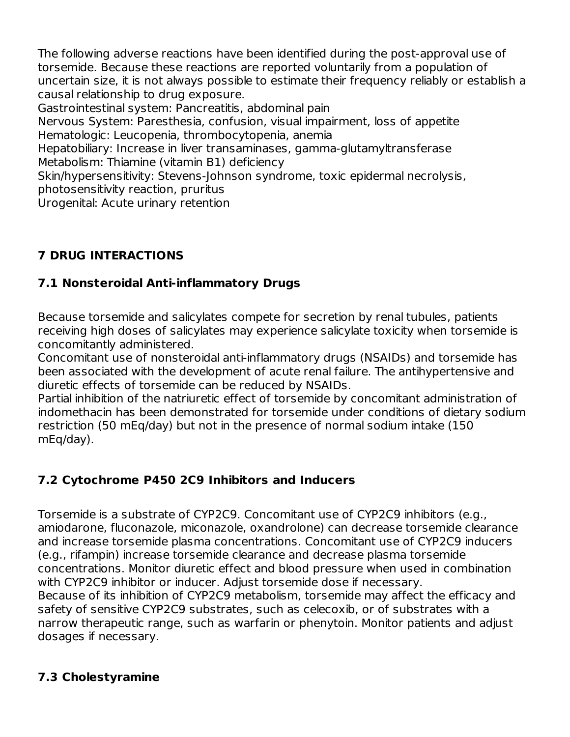The following adverse reactions have been identified during the post-approval use of torsemide. Because these reactions are reported voluntarily from a population of uncertain size, it is not always possible to estimate their frequency reliably or establish a causal relationship to drug exposure.

Gastrointestinal system: Pancreatitis, abdominal pain
Nervous System: Paresthesia, confusion, visual impairment, loss of appetite
Hematologic: Leucopenia, thrombocytopenia, anemia
Hepatobiliary: Increase in liver transaminases, gamma-glutamyltransferase
Metabolism: Thiamine (vitamin B1) deficiency
Skin/hypersensitivity: Stevens-Johnson syndrome, toxic epidermal necrolysis, photosensitivity reaction, pruritus
Urogenital: Acute urinary retention

## 7 DRUG INTERACTIONS

### 7.1 Nonsteroidal Anti-inflammatory Drugs

Because torsemide and salicylates compete for secretion by renal tubules, patients receiving high doses of salicylates may experience salicylate toxicity when torsemide is concomitantly administered.

Concomitant use of nonsteroidal anti-inflammatory drugs (NSAIDs) and torsemide has been associated with the development of acute renal failure. The antihypertensive and diuretic effects of torsemide can be reduced by NSAIDs.

Partial inhibition of the natriuretic effect of torsemide by concomitant administration of indomethacin has been demonstrated for torsemide under conditions of dietary sodium restriction (50 mEq/day) but not in the presence of normal sodium intake (150 mEq/day).

### 7.2 Cytochrome P450 2C9 Inhibitors and Inducers

Torsemide is a substrate of CYP2C9. Concomitant use of CYP2C9 inhibitors (e.g., amiodarone, fluconazole, miconazole, oxandrolone) can decrease torsemide clearance and increase torsemide plasma concentrations. Concomitant use of CYP2C9 inducers (e.g., rifampin) increase torsemide clearance and decrease plasma torsemide concentrations. Monitor diuretic effect and blood pressure when used in combination with CYP2C9 inhibitor or inducer. Adjust torsemide dose if necessary.

Because of its inhibition of CYP2C9 metabolism, torsemide may affect the efficacy and safety of sensitive CYP2C9 substrates, such as celecoxib, or of substrates with a narrow therapeutic range, such as warfarin or phenytoin. Monitor patients and adjust dosages if necessary.

### 7.3 Cholestyramine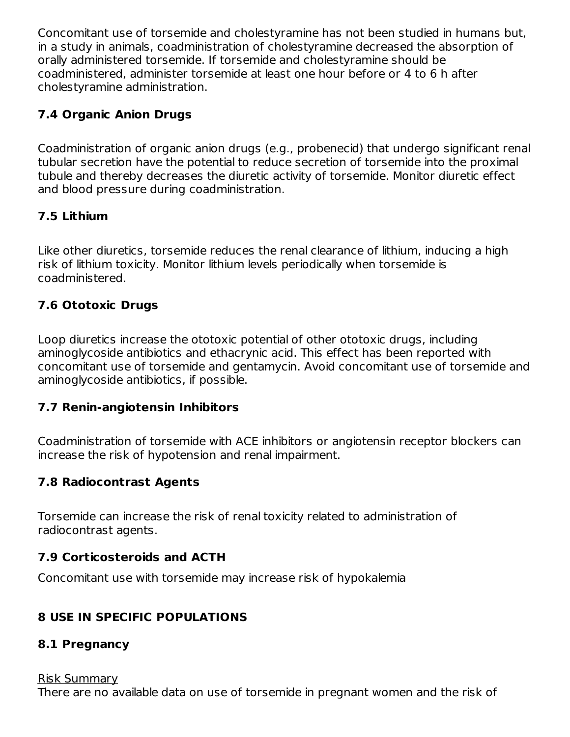Concomitant use of torsemide and cholestyramine has not been studied in humans but, in a study in animals, coadministration of cholestyramine decreased the absorption of orally administered torsemide. If torsemide and cholestyramine should be coadministered, administer torsemide at least one hour before or 4 to 6 h after cholestyramine administration.

### 7.4 Organic Anion Drugs

Coadministration of organic anion drugs (e.g., probenecid) that undergo significant renal tubular secretion have the potential to reduce secretion of torsemide into the proximal tubule and thereby decreases the diuretic activity of torsemide. Monitor diuretic effect and blood pressure during coadministration.

### 7.5 Lithium

Like other diuretics, torsemide reduces the renal clearance of lithium, inducing a high risk of lithium toxicity. Monitor lithium levels periodically when torsemide is coadministered.

### 7.6 Ototoxic Drugs

Loop diuretics increase the ototoxic potential of other ototoxic drugs, including aminoglycoside antibiotics and ethacrynic acid. This effect has been reported with concomitant use of torsemide and gentamycin. Avoid concomitant use of torsemide and aminoglycoside antibiotics, if possible.

### 7.7 Renin-angiotensin Inhibitors

Coadministration of torsemide with ACE inhibitors or angiotensin receptor blockers can increase the risk of hypotension and renal impairment.

### 7.8 Radiocontrast Agents

Torsemide can increase the risk of renal toxicity related to administration of radiocontrast agents.

### 7.9 Corticosteroids and ACTH

Concomitant use with torsemide may increase risk of hypokalemia

## 8 USE IN SPECIFIC POPULATIONS

### 8.1 Pregnancy

Risk Summary

There are no available data on use of torsemide in pregnant women and the risk of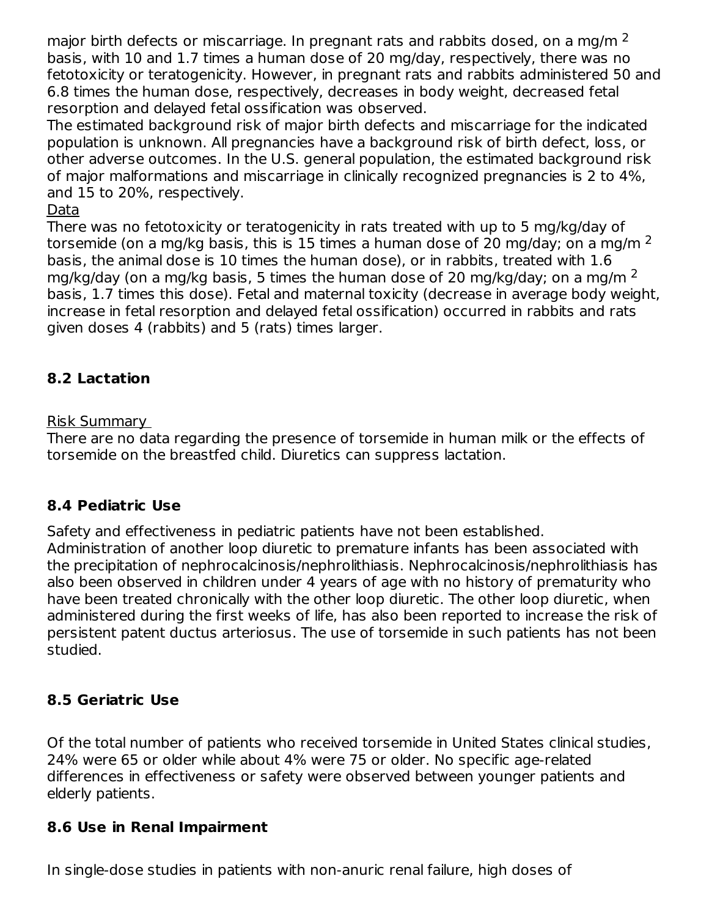major birth defects or miscarriage. In pregnant rats and rabbits dosed, on a mg/m $^2$ basis, with 10 and 1.7 times a human dose of 20 mg/day, respectively, there was no fetotoxicity or teratogenicity. However, in pregnant rats and rabbits administered 50 and 6.8 times the human dose, respectively, decreases in body weight, decreased fetal resorption and delayed fetal ossification was observed.

The estimated background risk of major birth defects and miscarriage for the indicated population is unknown. All pregnancies have a background risk of birth defect, loss, or other adverse outcomes. In the U.S. general population, the estimated background risk of major malformations and miscarriage in clinically recognized pregnancies is 2 to 4%, and 15 to 20%, respectively.

Data

There was no fetotoxicity or teratogenicity in rats treated with up to 5 mg/kg/day of torsemide (on a mg/kg basis, this is 15 times a human dose of 20 mg/day; on a mg/m $^2$ basis, the animal dose is 10 times the human dose), or in rabbits, treated with 1.6 mg/kg/day (on a mg/kg basis, 5 times the human dose of 20 mg/kg/day; on a mg/m $^2$ basis, 1.7 times this dose). Fetal and maternal toxicity (decrease in average body weight, increase in fetal resorption and delayed fetal ossification) occurred in rabbits and rats given doses 4 (rabbits) and 5 (rats) times larger.

## 8.2 Lactation

Risk Summary

There are no data regarding the presence of torsemide in human milk or the effects of torsemide on the breastfed child. Diuretics can suppress lactation.

## 8.4 Pediatric Use

Safety and effectiveness in pediatric patients have not been established.
Administration of another loop diuretic to premature infants has been associated with the precipitation of nephrocalcinosis/nephrolithiasis. Nephrocalcinosis/nephrolithiasis has also been observed in children under 4 years of age with no history of prematurity who have been treated chronically with the other loop diuretic. The other loop diuretic, when administered during the first weeks of life, has also been reported to increase the risk of persistent patent ductus arteriosus. The use of torsemide in such patients has not been studied.

## 8.5 Geriatric Use

Of the total number of patients who received torsemide in United States clinical studies, 24% were 65 or older while about 4% were 75 or older. No specific age-related differences in effectiveness or safety were observed between younger patients and elderly patients.

## 8.6 Use in Renal Impairment

In single-dose studies in patients with non-anuric renal failure, high doses of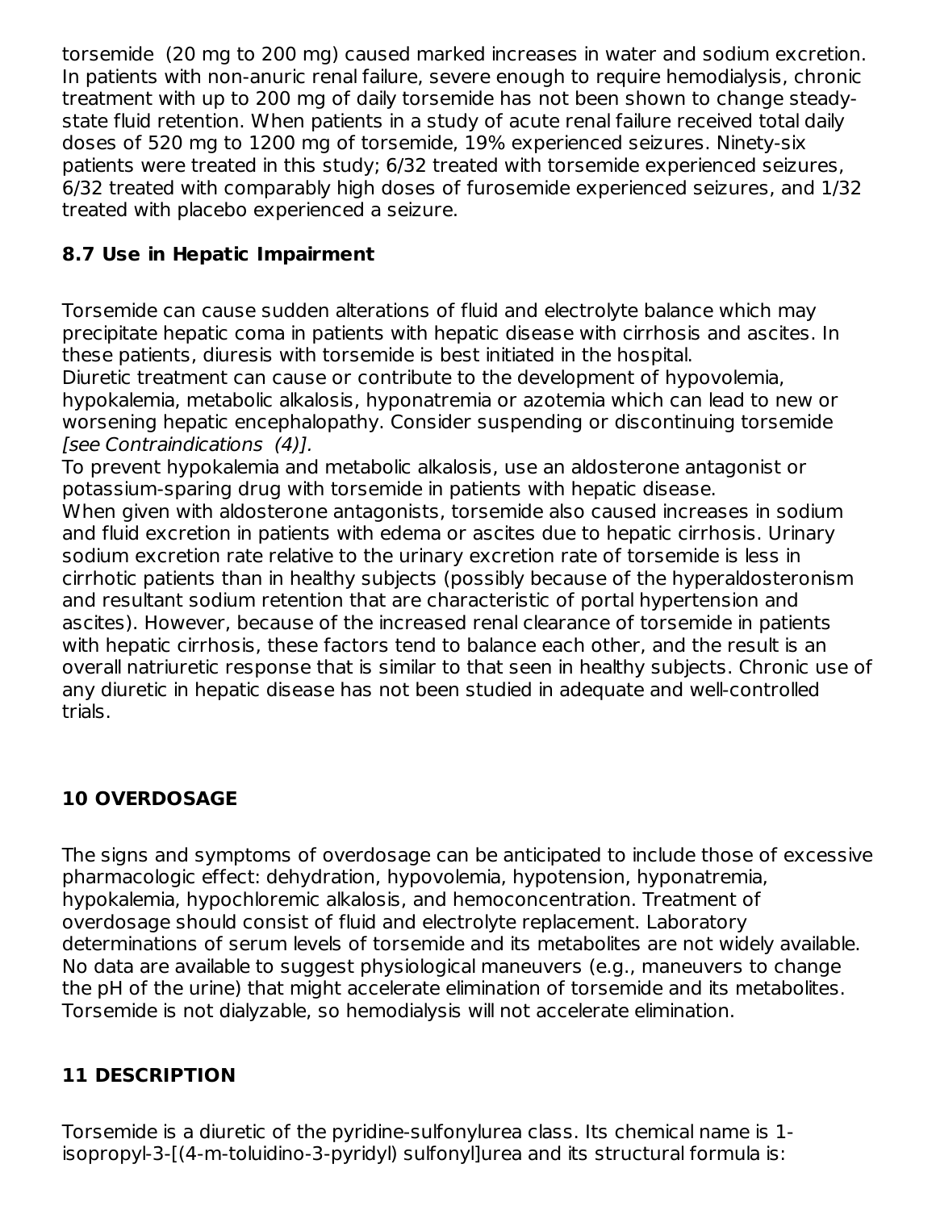torsemide (20 mg to 200 mg) caused marked increases in water and sodium excretion. In patients with non-anuric renal failure, severe enough to require hemodialysis, chronic treatment with up to 200 mg of daily torsemide has not been shown to change steady-state fluid retention. When patients in a study of acute renal failure received total daily doses of 520 mg to 1200 mg of torsemide, 19% experienced seizures. Ninety-six patients were treated in this study; 6/32 treated with torsemide experienced seizures, 6/32 treated with comparably high doses of furosemide experienced seizures, and 1/32 treated with placebo experienced a seizure.

### 8.7 Use in Hepatic Impairment

Torsemide can cause sudden alterations of fluid and electrolyte balance which may precipitate hepatic coma in patients with hepatic disease with cirrhosis and ascites. In these patients, diuresis with torsemide is best initiated in the hospital.
Diuretic treatment can cause or contribute to the development of hypovolemia, hypokalemia, metabolic alkalosis, hyponatremia or azotemia which can lead to new or worsening hepatic encephalopathy. Consider suspending or discontinuing torsemide *[see Contraindications (4)].*
To prevent hypokalemia and metabolic alkalosis, use an aldosterone antagonist or potassium-sparing drug with torsemide in patients with hepatic disease.
When given with aldosterone antagonists, torsemide also caused increases in sodium and fluid excretion in patients with edema or ascites due to hepatic cirrhosis. Urinary sodium excretion rate relative to the urinary excretion rate of torsemide is less in cirrhotic patients than in healthy subjects (possibly because of the hyperaldosteronism and resultant sodium retention that are characteristic of portal hypertension and ascites). However, because of the increased renal clearance of torsemide in patients with hepatic cirrhosis, these factors tend to balance each other, and the result is an overall natriuretic response that is similar to that seen in healthy subjects. Chronic use of any diuretic in hepatic disease has not been studied in adequate and well-controlled trials.

## 10 OVERDOSAGE

The signs and symptoms of overdosage can be anticipated to include those of excessive pharmacologic effect: dehydration, hypovolemia, hypotension, hyponatremia, hypokalemia, hypochloremic alkalosis, and hemoconcentration. Treatment of overdosage should consist of fluid and electrolyte replacement. Laboratory determinations of serum levels of torsemide and its metabolites are not widely available. No data are available to suggest physiological maneuvers (e.g., maneuvers to change the pH of the urine) that might accelerate elimination of torsemide and its metabolites. Torsemide is not dialyzable, so hemodialysis will not accelerate elimination.

## 11 DESCRIPTION

Torsemide is a diuretic of the pyridine-sulfonylurea class. Its chemical name is 1-isopropyl-3-[(4-m-toluidino-3-pyridyl) sulfonyl]urea and its structural formula is: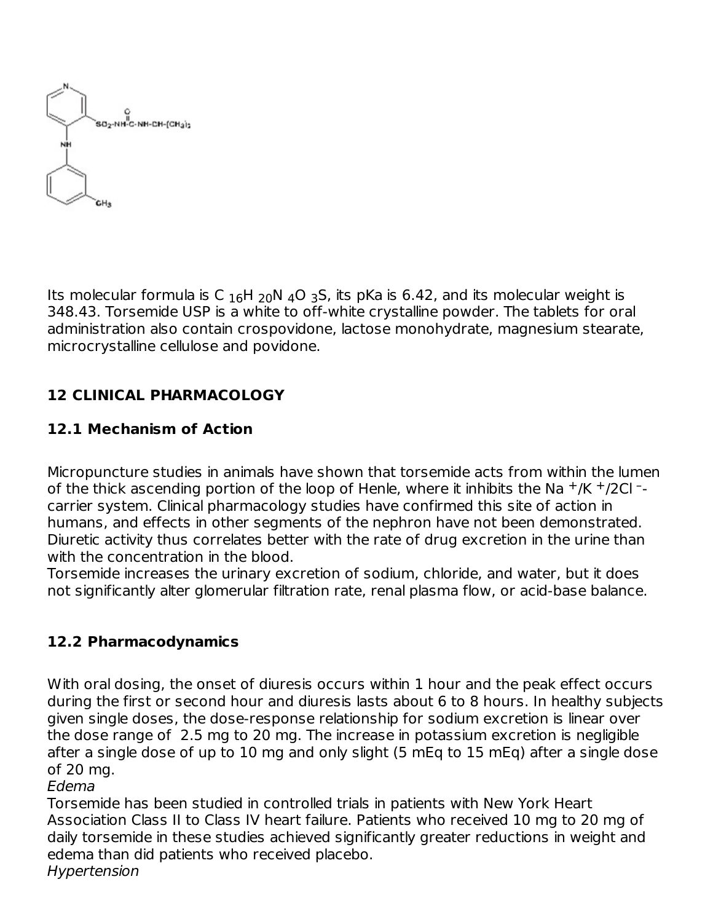Its molecular formula is $C_{16}H_{20}N_4O_3S$, its pKa is 6.42, and its molecular weight is 348.43. Torsemide USP is a white to off-white crystalline powder. The tablets for oral administration also contain crospovidone, lactose monohydrate, magnesium stearate, microcrystalline cellulose and povidone.

## 12 CLINICAL PHARMACOLOGY

### 12.1 Mechanism of Action

Micropuncture studies in animals have shown that torsemide acts from within the lumen of the thick ascending portion of the loop of Henle, where it inhibits the $Na^+/K^+/2Cl^-$-carrier system. Clinical pharmacology studies have confirmed this site of action in humans, and effects in other segments of the nephron have not been demonstrated. Diuretic activity thus correlates better with the rate of drug excretion in the urine than with the concentration in the blood.
Torsemide increases the urinary excretion of sodium, chloride, and water, but it does not significantly alter glomerular filtration rate, renal plasma flow, or acid-base balance.

### 12.2 Pharmacodynamics

With oral dosing, the onset of diuresis occurs within 1 hour and the peak effect occurs during the first or second hour and diuresis lasts about 6 to 8 hours. In healthy subjects given single doses, the dose-response relationship for sodium excretion is linear over the dose range of 2.5 mg to 20 mg. The increase in potassium excretion is negligible after a single dose of up to 10 mg and only slight (5 mEq to 15 mEq) after a single dose of 20 mg.

*Edema*

Torsemide has been studied in controlled trials in patients with New York Heart Association Class II to Class IV heart failure. Patients who received 10 mg to 20 mg of daily torsemide in these studies achieved significantly greater reductions in weight and edema than did patients who received placebo.

*Hypertension*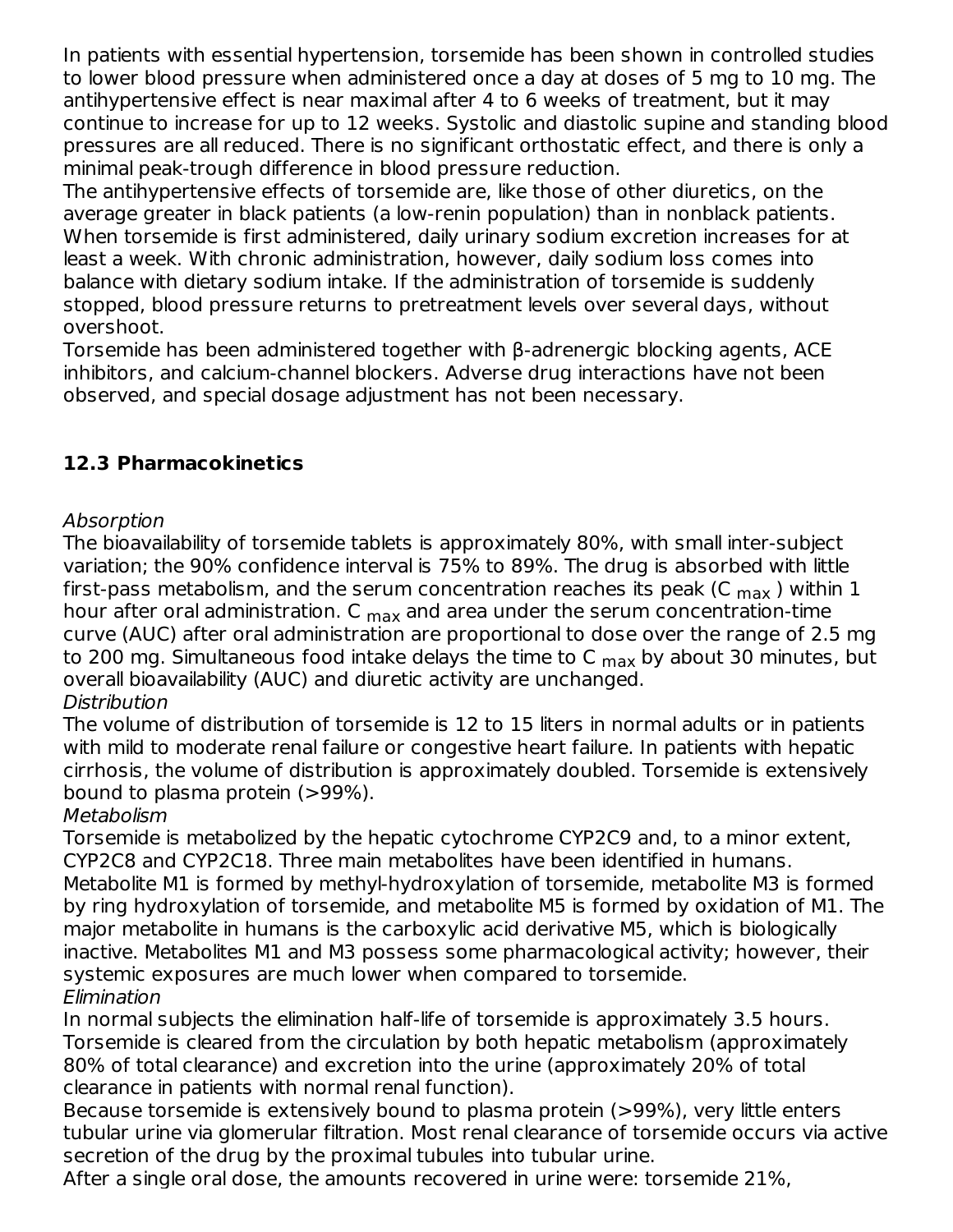In patients with essential hypertension, torsemide has been shown in controlled studies to lower blood pressure when administered once a day at doses of 5 mg to 10 mg. The antihypertensive effect is near maximal after 4 to 6 weeks of treatment, but it may continue to increase for up to 12 weeks. Systolic and diastolic supine and standing blood pressures are all reduced. There is no significant orthostatic effect, and there is only a minimal peak-trough difference in blood pressure reduction.

The antihypertensive effects of torsemide are, like those of other diuretics, on the average greater in black patients (a low-renin population) than in nonblack patients.

When torsemide is first administered, daily urinary sodium excretion increases for at least a week. With chronic administration, however, daily sodium loss comes into balance with dietary sodium intake. If the administration of torsemide is suddenly stopped, blood pressure returns to pretreatment levels over several days, without overshoot.

Torsemide has been administered together with β-adrenergic blocking agents, ACE inhibitors, and calcium-channel blockers. Adverse drug interactions have not been observed, and special dosage adjustment has not been necessary.

### 12.3 Pharmacokinetics

*Absorption*

The bioavailability of torsemide tablets is approximately 80%, with small inter-subject variation; the 90% confidence interval is 75% to 89%. The drug is absorbed with little first-pass metabolism, and the serum concentration reaches its peak ($C_{max}$) within 1 hour after oral administration. $C_{max}$ and area under the serum concentration-time curve (AUC) after oral administration are proportional to dose over the range of 2.5 mg to 200 mg. Simultaneous food intake delays the time to $C_{max}$ by about 30 minutes, but overall bioavailability (AUC) and diuretic activity are unchanged.

*Distribution*

The volume of distribution of torsemide is 12 to 15 liters in normal adults or in patients with mild to moderate renal failure or congestive heart failure. In patients with hepatic cirrhosis, the volume of distribution is approximately doubled. Torsemide is extensively bound to plasma protein (>99%).

*Metabolism*

Torsemide is metabolized by the hepatic cytochrome CYP2C9 and, to a minor extent, CYP2C8 and CYP2C18. Three main metabolites have been identified in humans. Metabolite M1 is formed by methyl-hydroxylation of torsemide, metabolite M3 is formed by ring hydroxylation of torsemide, and metabolite M5 is formed by oxidation of M1. The major metabolite in humans is the carboxylic acid derivative M5, which is biologically inactive. Metabolites M1 and M3 possess some pharmacological activity; however, their systemic exposures are much lower when compared to torsemide.

*Elimination*

In normal subjects the elimination half-life of torsemide is approximately 3.5 hours. Torsemide is cleared from the circulation by both hepatic metabolism (approximately 80% of total clearance) and excretion into the urine (approximately 20% of total clearance in patients with normal renal function).

Because torsemide is extensively bound to plasma protein (>99%), very little enters tubular urine via glomerular filtration. Most renal clearance of torsemide occurs via active secretion of the drug by the proximal tubules into tubular urine.

After a single oral dose, the amounts recovered in urine were: torsemide 21%,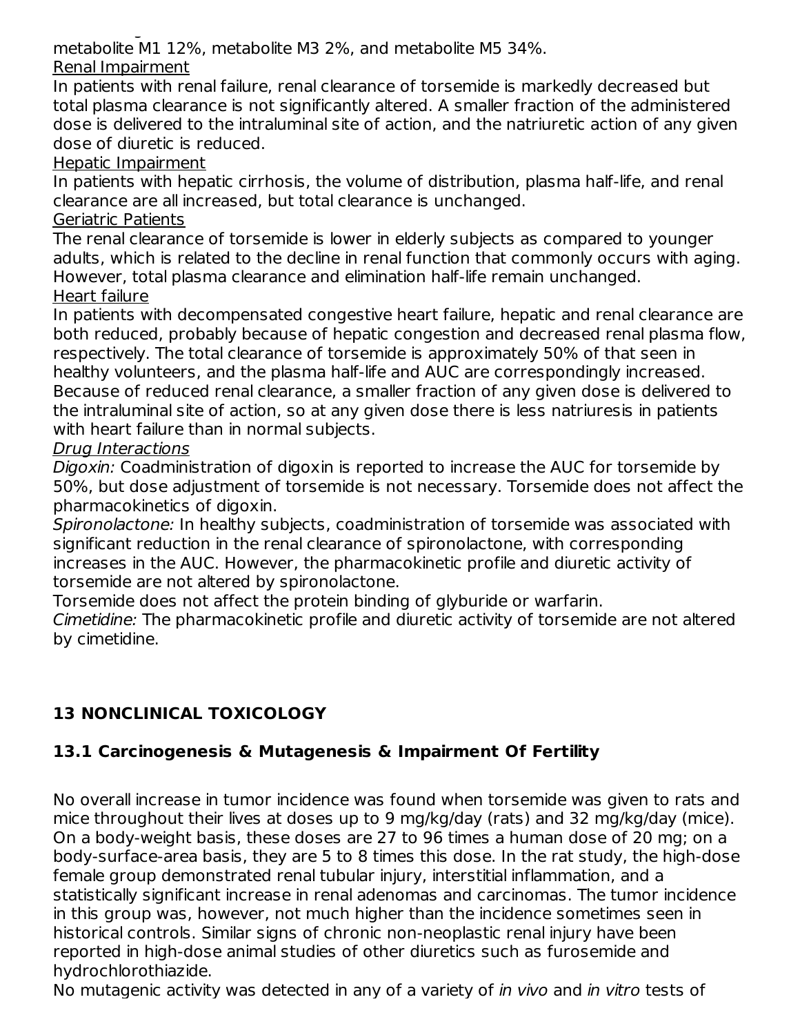metabolite M1 12%, metabolite M3 2%, and metabolite M5 34%.

Renal Impairment

In patients with renal failure, renal clearance of torsemide is markedly decreased but total plasma clearance is not significantly altered. A smaller fraction of the administered dose is delivered to the intraluminal site of action, and the natriuretic action of any given dose of diuretic is reduced.

Hepatic Impairment

In patients with hepatic cirrhosis, the volume of distribution, plasma half-life, and renal clearance are all increased, but total clearance is unchanged.

Geriatric Patients

The renal clearance of torsemide is lower in elderly subjects as compared to younger adults, which is related to the decline in renal function that commonly occurs with aging. However, total plasma clearance and elimination half-life remain unchanged.

Heart failure

In patients with decompensated congestive heart failure, hepatic and renal clearance are both reduced, probably because of hepatic congestion and decreased renal plasma flow, respectively. The total clearance of torsemide is approximately 50% of that seen in healthy volunteers, and the plasma half-life and AUC are correspondingly increased. Because of reduced renal clearance, a smaller fraction of any given dose is delivered to the intraluminal site of action, so at any given dose there is less natriuresis in patients with heart failure than in normal subjects.

*Drug Interactions*

*Digoxin:* Coadministration of digoxin is reported to increase the AUC for torsemide by 50%, but dose adjustment of torsemide is not necessary. Torsemide does not affect the pharmacokinetics of digoxin.

*Spironolactone:* In healthy subjects, coadministration of torsemide was associated with significant reduction in the renal clearance of spironolactone, with corresponding increases in the AUC. However, the pharmacokinetic profile and diuretic activity of torsemide are not altered by spironolactone.

Torsemide does not affect the protein binding of glyburide or warfarin.

*Cimetidine:* The pharmacokinetic profile and diuretic activity of torsemide are not altered by cimetidine.

## 13 NONCLINICAL TOXICOLOGY

### 13.1 Carcinogenesis & Mutagenesis & Impairment Of Fertility

No overall increase in tumor incidence was found when torsemide was given to rats and mice throughout their lives at doses up to 9 mg/kg/day (rats) and 32 mg/kg/day (mice). On a body-weight basis, these doses are 27 to 96 times a human dose of 20 mg; on a body-surface-area basis, they are 5 to 8 times this dose. In the rat study, the high-dose female group demonstrated renal tubular injury, interstitial inflammation, and a statistically significant increase in renal adenomas and carcinomas. The tumor incidence in this group was, however, not much higher than the incidence sometimes seen in historical controls. Similar signs of chronic non-neoplastic renal injury have been reported in high-dose animal studies of other diuretics such as furosemide and hydrochlorothiazide.

No mutagenic activity was detected in any of a variety of *in vivo* and *in vitro* tests of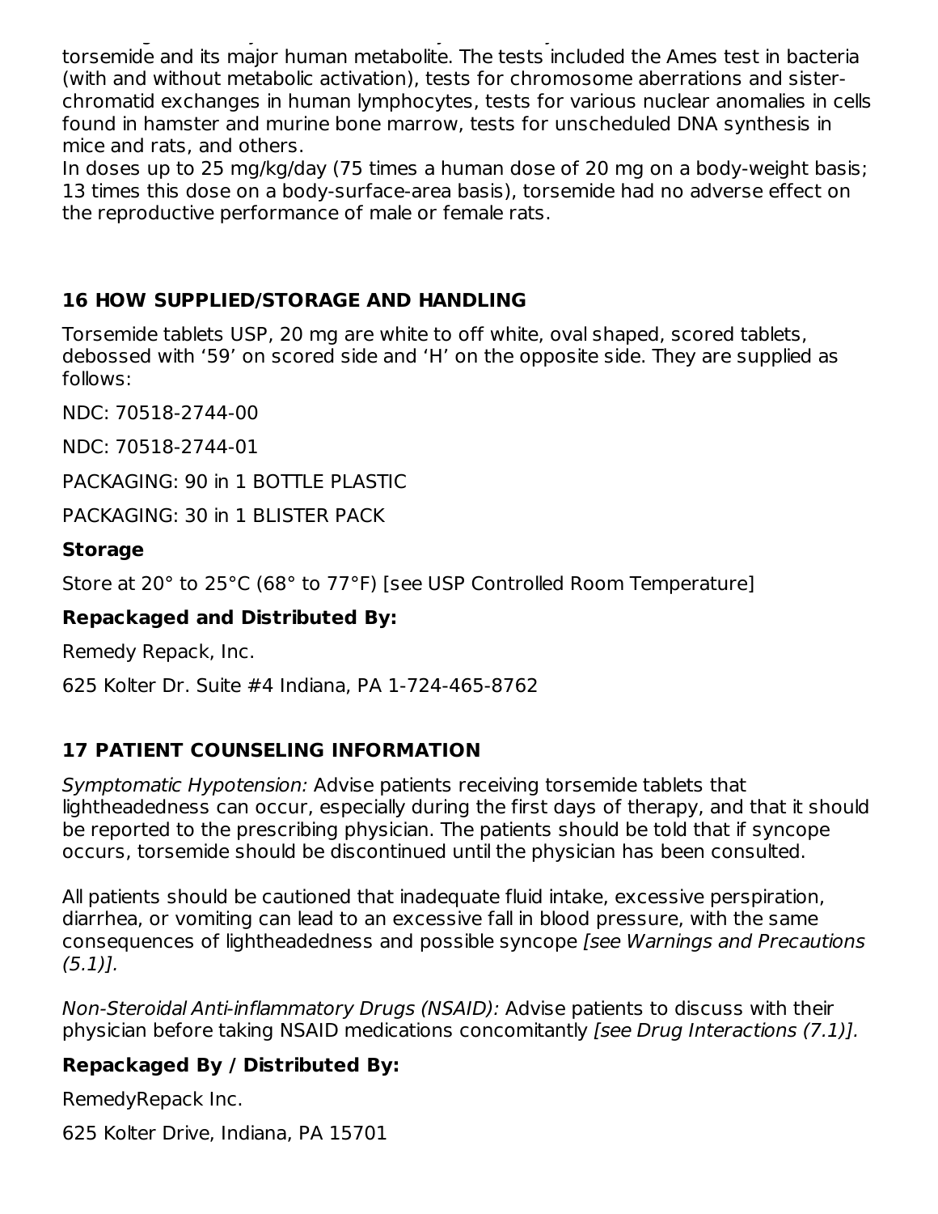torsemide and its major human metabolite. The tests included the Ames test in bacteria (with and without metabolic activation), tests for chromosome aberrations and sister-chromatid exchanges in human lymphocytes, tests for various nuclear anomalies in cells found in hamster and murine bone marrow, tests for unscheduled DNA synthesis in mice and rats, and others.

In doses up to 25 mg/kg/day (75 times a human dose of 20 mg on a body-weight basis; 13 times this dose on a body-surface-area basis), torsemide had no adverse effect on the reproductive performance of male or female rats.

## 16 HOW SUPPLIED/STORAGE AND HANDLING

Torsemide tablets USP, 20 mg are white to off white, oval shaped, scored tablets, debossed with '59' on scored side and 'H' on the opposite side. They are supplied as follows:

NDC: 70518-2744-00

NDC: 70518-2744-01

PACKAGING: 90 in 1 BOTTLE PLASTIC

PACKAGING: 30 in 1 BLISTER PACK

### Storage

Store at 20° to 25°C (68° to 77°F) [see USP Controlled Room Temperature]

### Repackaged and Distributed By:

Remedy Repack, Inc.

625 Kolter Dr. Suite #4 Indiana, PA 1-724-465-8762

## 17 PATIENT COUNSELING INFORMATION

*Symptomatic Hypotension:* Advise patients receiving torsemide tablets that lightheadedness can occur, especially during the first days of therapy, and that it should be reported to the prescribing physician. The patients should be told that if syncope occurs, torsemide should be discontinued until the physician has been consulted.

All patients should be cautioned that inadequate fluid intake, excessive perspiration, diarrhea, or vomiting can lead to an excessive fall in blood pressure, with the same consequences of lightheadedness and possible syncope *[see Warnings and Precautions (5.1)].*

*Non-Steroidal Anti-inflammatory Drugs (NSAID):* Advise patients to discuss with their physician before taking NSAID medications concomitantly *[see Drug Interactions (7.1)].*

### Repackaged By / Distributed By:

RemedyRepack Inc.

625 Kolter Drive, Indiana, PA 15701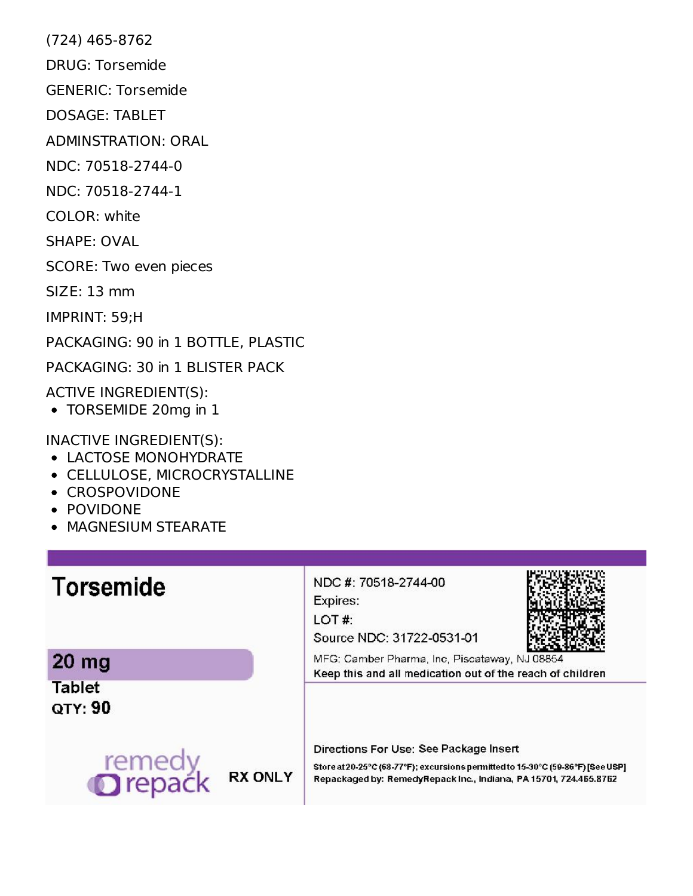(724) 465-8762

DRUG: Torsemide

GENERIC: Torsemide

DOSAGE: TABLET

ADMINSTRATION: ORAL

NDC: 70518-2744-0

NDC: 70518-2744-1

COLOR: white

SHAPE: OVAL

SCORE: Two even pieces

SIZE: 13 mm

IMPRINT: 59;H

PACKAGING: 90 in 1 BOTTLE, PLASTIC

PACKAGING: 30 in 1 BLISTER PACK

ACTIVE INGREDIENT(S):

- TORSEMIDE 20mg in 1

INACTIVE INGREDIENT(S):

- LACTOSE MONOHYDRATE
- CELLULOSE, MICROCRYSTALLINE
- CROSPOVIDONE
- POVIDONE
- MAGNESIUM STEARATE

**Torsemide**

**20 mg**

**Tablet**

**QTY: 90**

remedy repack

**RX ONLY**

NDC #: 70518-2744-00

Expires:

LOT #:

Source NDC: 31722-0531-01

MFG: Camber Pharma, Inc, Piscataway, NJ 08854

**Keep this and all medication out of the reach of children**

Directions For Use: See Package Insert

**Store at 20-25°C (68-77°F); excursions permitted to 15-30°C (59-86°F) [See USP]**

**Repackaged by: RemedyRepack Inc., Indiana, PA 15701, 724.465.8762**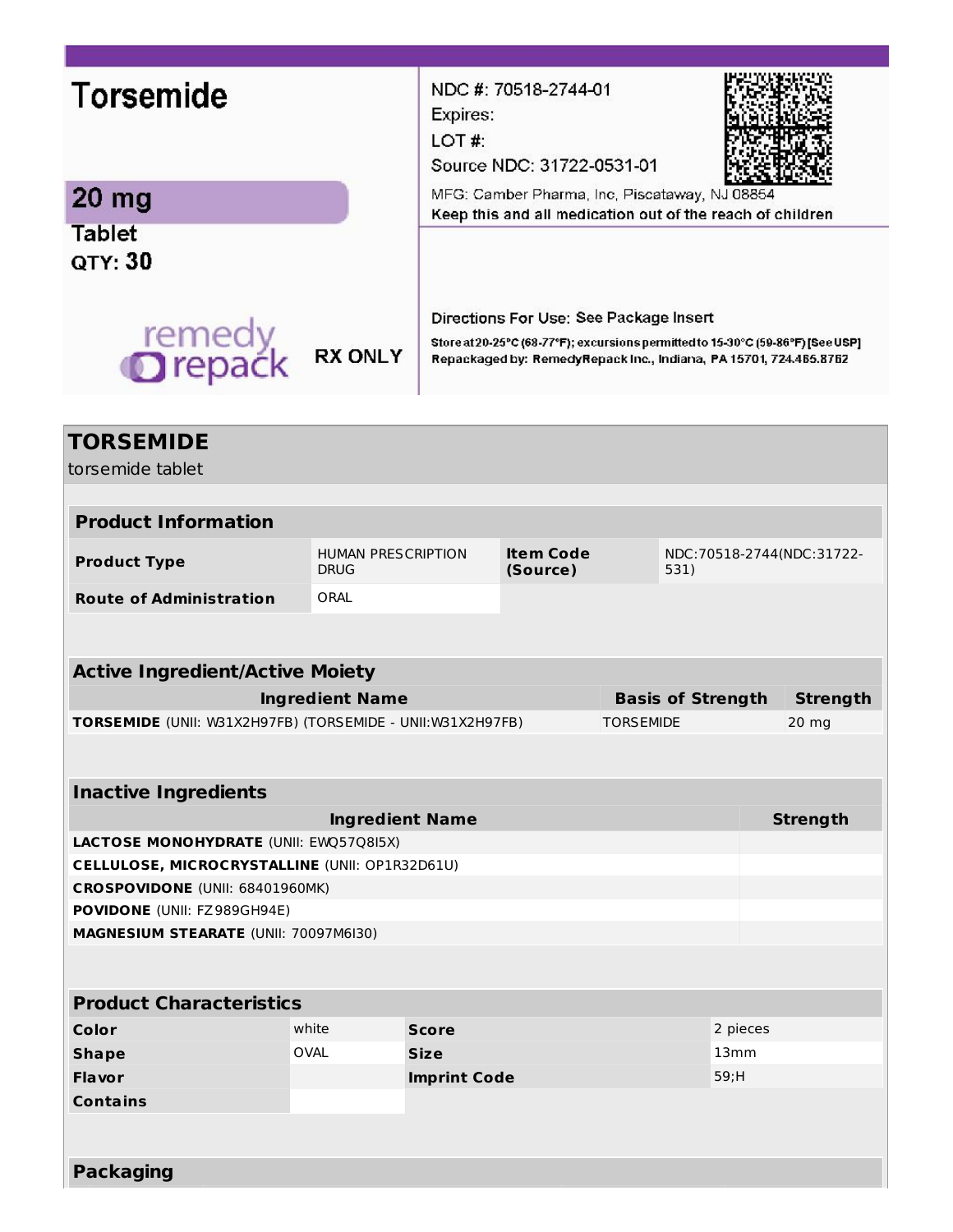Torsemide

20 mg

Tablet

QTY: 30

remedy repack

RX ONLY

NDC #: 70518-2744-01

Expires:

LOT #:

Source NDC: 31722-0531-01

MFG: Camber Pharma, Inc, Piscataway, NJ 08854

Keep this and all medication out of the reach of children

Directions For Use: See Package Insert

Store at 20-25°C (68-77°F); excursions permitted to 15-30°C (59-86°F) [See USP]

Repackaged by: RemedyRepack Inc., Indiana, PA 15701, 724.465.8762

# TORSEMIDE

torsemide tablet

| **Product Information** | | | |
|---|---|---|---|
| **Product Type** | HUMAN PRESCRIPTION DRUG | **Item Code (Source)** | NDC:70518-2744(NDC:31722-531) |
| **Route of Administration** | ORAL | | |

| **Active Ingredient/Active Moiety** | | |
|---|---|---|
| **Ingredient Name** | **Basis of Strength** | **Strength** |
| **TORSEMIDE** (UNII: W31X2H97FB) (TORSEMIDE - UNII:W31X2H97FB) | TORSEMIDE | 20 mg |

| **Inactive Ingredients** | |
|---|---|
| **Ingredient Name** | **Strength** |
| **LACTOSE MONOHYDRATE** (UNII: EWQ57Q8I5X) | |
| **CELLULOSE, MICROCRYSTALLINE** (UNII: OP1R32D61U) | |
| **CROSPOVIDONE** (UNII: 68401960MK) | |
| **POVIDONE** (UNII: FZ989GH94E) | |
| **MAGNESIUM STEARATE** (UNII: 70097M6I30) | |

| **Product Characteristics** | | | |
|---|---|---|---|
| **Color** | white | **Score** | 2 pieces |
| **Shape** | OVAL | **Size** | 13mm |
| **Flavor** | | **Imprint Code** | 59;H |
| **Contains** | | | |

**Packaging**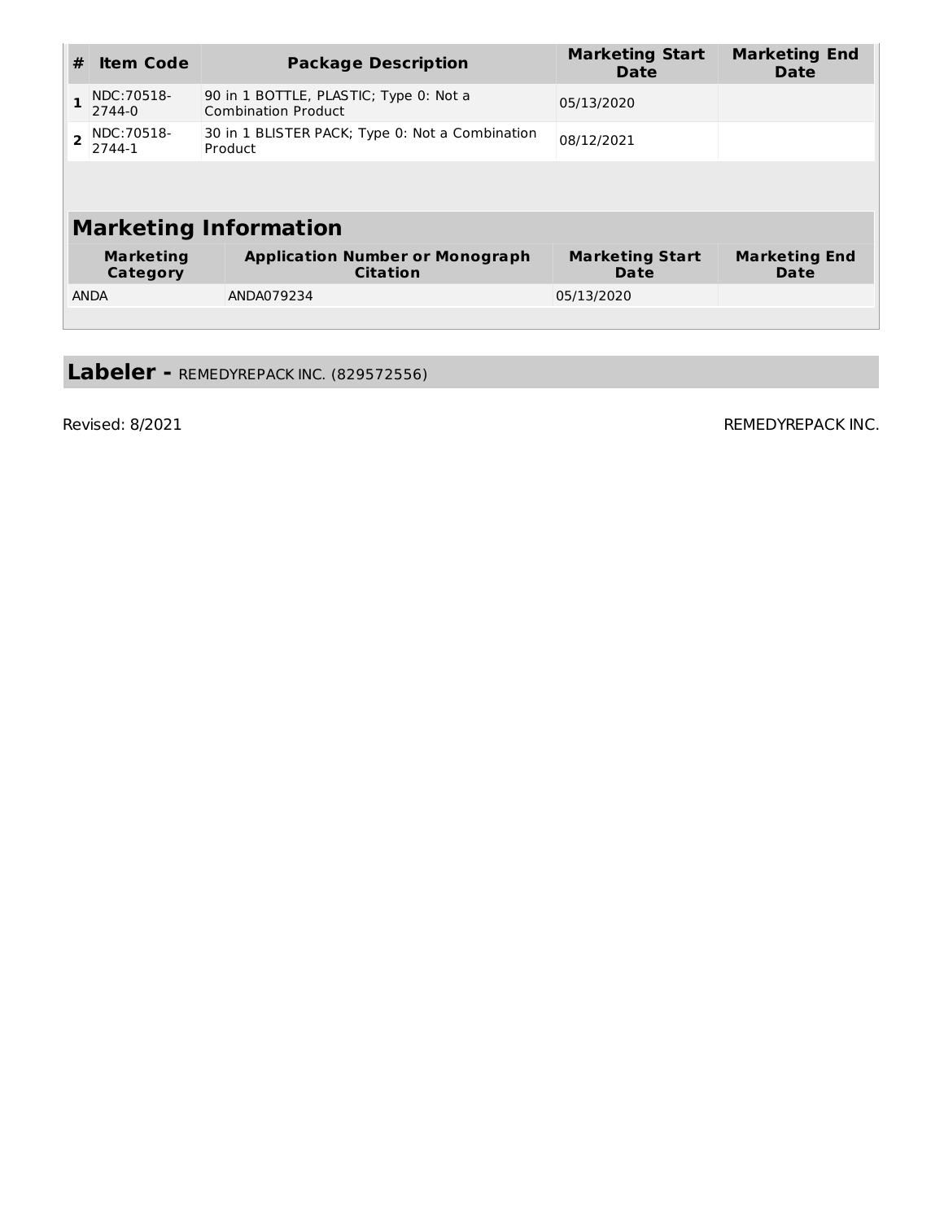| # | Item Code | Package Description | Marketing Start Date | Marketing End Date |
|---|---|---|---|---|
| 1 | NDC:70518-2744-0 | 90 in 1 BOTTLE, PLASTIC; Type 0: Not a Combination Product | 05/13/2020 | |
| 2 | NDC:70518-2744-1 | 30 in 1 BLISTER PACK; Type 0: Not a Combination Product | 08/12/2021 | |

## Marketing Information

| Marketing Category | Application Number or Monograph Citation | Marketing Start Date | Marketing End Date |
|---|---|---|---|
| ANDA | ANDA079234 | 05/13/2020 | |

## Labeler - REMEDYREPACK INC. (829572556)

Revised: 8/2021

REMEDYREPACK INC.